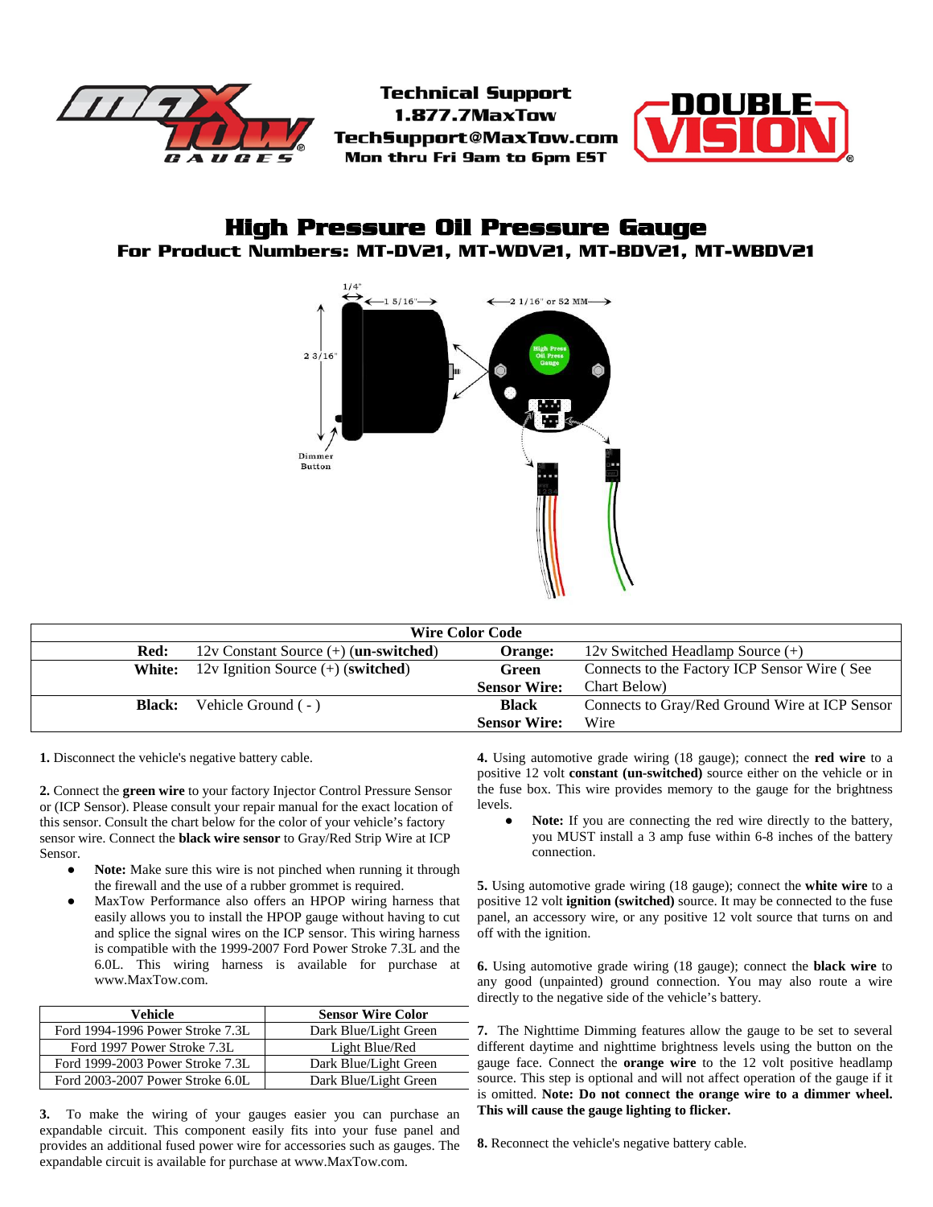Technical Support
1.877.7MaxTow
TechSupport@MaxTow.com
Mon thru Fri 9am to 6pm EST

# High Pressure Oil Pressure Gauge

## For Product Numbers: MT-DV21, MT-WDV21, MT-BDV21, MT-WBDV21

| Wire Color Code | | | |
|---|---|---|---|
| **Red:** | 12v Constant Source (+) (**un-switched**) | **Orange:** | 12v Switched Headlamp Source (+) |
| **White:** | 12v Ignition Source (+) (**switched**) | **Green Sensor Wire:** | Connects to the Factory ICP Sensor Wire ( See Chart Below) |
| **Black:** | Vehicle Ground ( - ) | **Black Sensor Wire:** | Connects to Gray/Red Ground Wire at ICP Sensor Wire |

**1.** Disconnect the vehicle's negative battery cable.

**2.** Connect the **green wire** to your factory Injector Control Pressure Sensor or (ICP Sensor). Please consult your repair manual for the exact location of this sensor. Consult the chart below for the color of your vehicle's factory sensor wire. Connect the **black wire sensor** to Gray/Red Strip Wire at ICP Sensor.

- **Note:** Make sure this wire is not pinched when running it through the firewall and the use of a rubber grommet is required.
- MaxTow Performance also offers an HPOP wiring harness that easily allows you to install the HPOP gauge without having to cut and splice the signal wires on the ICP sensor. This wiring harness is compatible with the 1999-2007 Ford Power Stroke 7.3L and the 6.0L. This wiring harness is available for purchase at www.MaxTow.com.

| Vehicle | Sensor Wire Color |
|---|---|
| Ford 1994-1996 Power Stroke 7.3L | Dark Blue/Light Green |
| Ford 1997 Power Stroke 7.3L | Light Blue/Red |
| Ford 1999-2003 Power Stroke 7.3L | Dark Blue/Light Green |
| Ford 2003-2007 Power Stroke 6.0L | Dark Blue/Light Green |

**3.** To make the wiring of your gauges easier you can purchase an expandable circuit. This component easily fits into your fuse panel and provides an additional fused power wire for accessories such as gauges. The expandable circuit is available for purchase at www.MaxTow.com.

**4.** Using automotive grade wiring (18 gauge); connect the **red wire** to a positive 12 volt **constant (un-switched)** source either on the vehicle or in the fuse box. This wire provides memory to the gauge for the brightness levels.

- **Note:** If you are connecting the red wire directly to the battery, you MUST install a 3 amp fuse within 6-8 inches of the battery connection.

**5.** Using automotive grade wiring (18 gauge); connect the **white wire** to a positive 12 volt **ignition (switched)** source. It may be connected to the fuse panel, an accessory wire, or any positive 12 volt source that turns on and off with the ignition.

**6.** Using automotive grade wiring (18 gauge); connect the **black wire** to any good (unpainted) ground connection. You may also route a wire directly to the negative side of the vehicle's battery.

**7.** The Nighttime Dimming features allow the gauge to be set to several different daytime and nighttime brightness levels using the button on the gauge face. Connect the **orange wire** to the 12 volt positive headlamp source. This step is optional and will not affect operation of the gauge if it is omitted. **Note: Do not connect the orange wire to a dimmer wheel. This will cause the gauge lighting to flicker.**

**8.** Reconnect the vehicle's negative battery cable.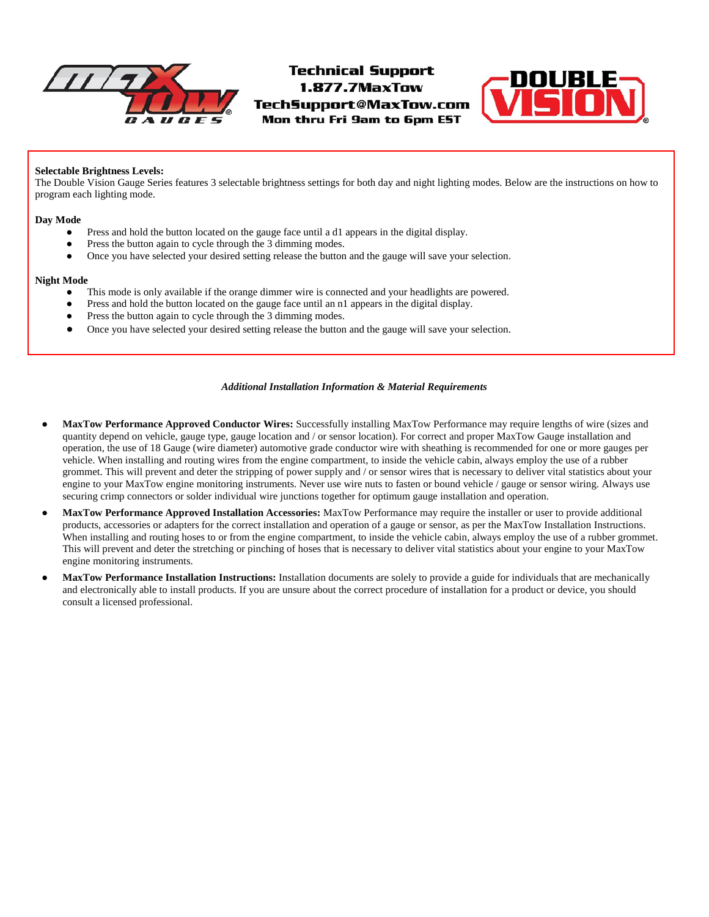Technical Support
1.877.7MaxTow
TechSupport@MaxTow.com
Mon thru Fri 9am to 6pm EST

**Selectable Brightness Levels:**
The Double Vision Gauge Series features 3 selectable brightness settings for both day and night lighting modes. Below are the instructions on how to program each lighting mode.

**Day Mode**

- Press and hold the button located on the gauge face until a d1 appears in the digital display.
- Press the button again to cycle through the 3 dimming modes.
- Once you have selected your desired setting release the button and the gauge will save your selection.

**Night Mode**

- This mode is only available if the orange dimmer wire is connected and your headlights are powered.
- Press and hold the button located on the gauge face until an n1 appears in the digital display.
- Press the button again to cycle through the 3 dimming modes.
- Once you have selected your desired setting release the button and the gauge will save your selection.

***Additional Installation Information & Material Requirements***

- **MaxTow Performance Approved Conductor Wires:** Successfully installing MaxTow Performance may require lengths of wire (sizes and quantity depend on vehicle, gauge type, gauge location and / or sensor location). For correct and proper MaxTow Gauge installation and operation, the use of 18 Gauge (wire diameter) automotive grade conductor wire with sheathing is recommended for one or more gauges per vehicle. When installing and routing wires from the engine compartment, to inside the vehicle cabin, always employ the use of a rubber grommet. This will prevent and deter the stripping of power supply and / or sensor wires that is necessary to deliver vital statistics about your engine to your MaxTow engine monitoring instruments. Never use wire nuts to fasten or bound vehicle / gauge or sensor wiring. Always use securing crimp connectors or solder individual wire junctions together for optimum gauge installation and operation.
- **MaxTow Performance Approved Installation Accessories:** MaxTow Performance may require the installer or user to provide additional products, accessories or adapters for the correct installation and operation of a gauge or sensor, as per the MaxTow Installation Instructions. When installing and routing hoses to or from the engine compartment, to inside the vehicle cabin, always employ the use of a rubber grommet. This will prevent and deter the stretching or pinching of hoses that is necessary to deliver vital statistics about your engine to your MaxTow engine monitoring instruments.
- **MaxTow Performance Installation Instructions:** Installation documents are solely to provide a guide for individuals that are mechanically and electronically able to install products. If you are unsure about the correct procedure of installation for a product or device, you should consult a licensed professional.